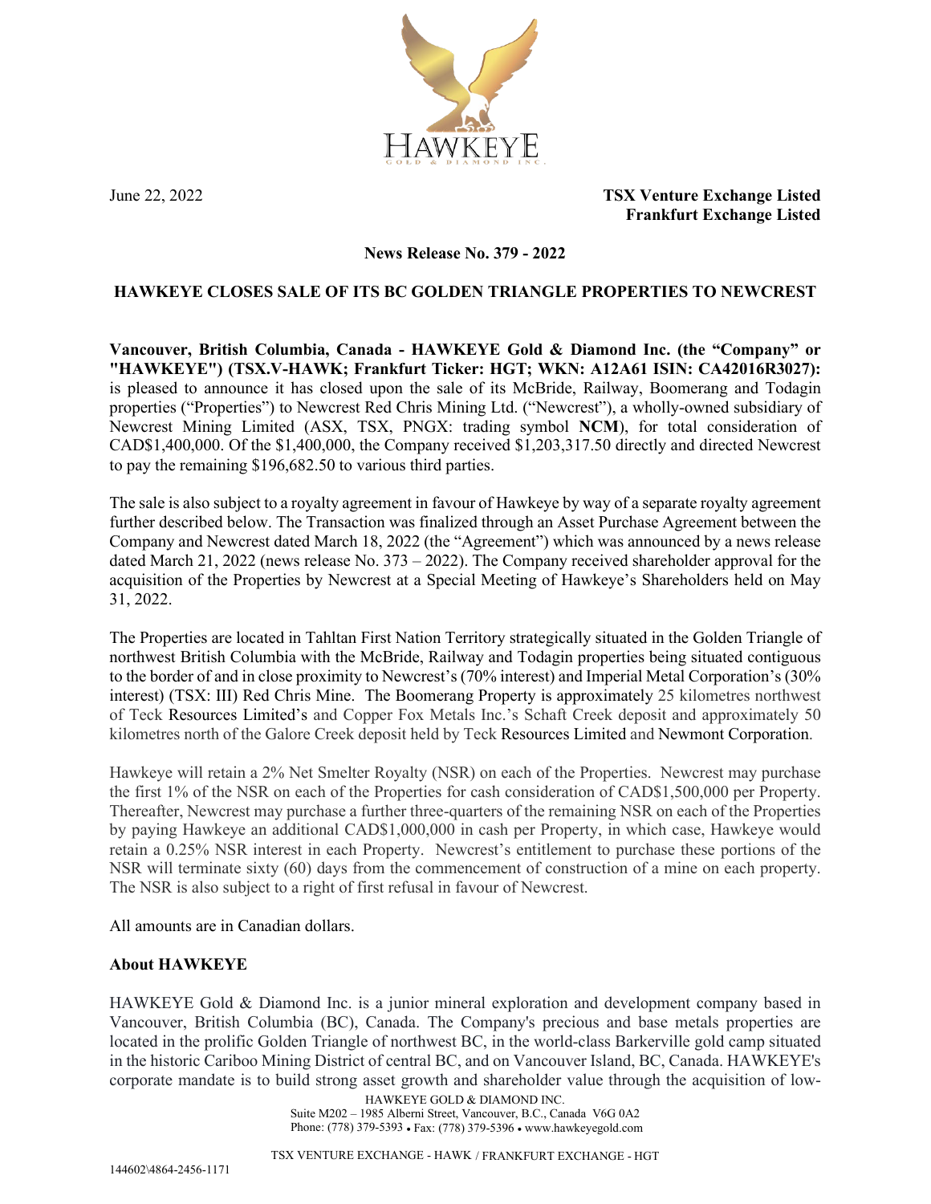June 22, 2022

**TSX Venture Exchange Listed**
**Frankfurt Exchange Listed**

**News Release No. 379 - 2022**

## HAWKEYE CLOSES SALE OF ITS BC GOLDEN TRIANGLE PROPERTIES TO NEWCREST

**Vancouver, British Columbia, Canada - HAWKEYE Gold & Diamond Inc. (the "Company" or "HAWKEYE") (TSX.V-HAWK; Frankfurt Ticker: HGT; WKN: A12A61 ISIN: CA42016R3027):** is pleased to announce it has closed upon the sale of its McBride, Railway, Boomerang and Todagin properties ("Properties") to Newcrest Red Chris Mining Ltd. ("Newcrest"), a wholly-owned subsidiary of Newcrest Mining Limited (ASX, TSX, PNGX: trading symbol **NCM**), for total consideration of CAD$1,400,000. Of the $1,400,000, the Company received $1,203,317.50 directly and directed Newcrest to pay the remaining $196,682.50 to various third parties.

The sale is also subject to a royalty agreement in favour of Hawkeye by way of a separate royalty agreement further described below. The Transaction was finalized through an Asset Purchase Agreement between the Company and Newcrest dated March 18, 2022 (the "Agreement") which was announced by a news release dated March 21, 2022 (news release No. 373 – 2022). The Company received shareholder approval for the acquisition of the Properties by Newcrest at a Special Meeting of Hawkeye's Shareholders held on May 31, 2022.

The Properties are located in Tahltan First Nation Territory strategically situated in the Golden Triangle of northwest British Columbia with the McBride, Railway and Todagin properties being situated contiguous to the border of and in close proximity to Newcrest's (70% interest) and Imperial Metal Corporation's (30% interest) (TSX: III) Red Chris Mine. The Boomerang Property is approximately 25 kilometres northwest of Teck Resources Limited's and Copper Fox Metals Inc.'s Schaft Creek deposit and approximately 50 kilometres north of the Galore Creek deposit held by Teck Resources Limited and Newmont Corporation.

Hawkeye will retain a 2% Net Smelter Royalty (NSR) on each of the Properties. Newcrest may purchase the first 1% of the NSR on each of the Properties for cash consideration of CAD$1,500,000 per Property. Thereafter, Newcrest may purchase a further three-quarters of the remaining NSR on each of the Properties by paying Hawkeye an additional CAD$1,000,000 in cash per Property, in which case, Hawkeye would retain a 0.25% NSR interest in each Property. Newcrest's entitlement to purchase these portions of the NSR will terminate sixty (60) days from the commencement of construction of a mine on each property. The NSR is also subject to a right of first refusal in favour of Newcrest.

All amounts are in Canadian dollars.

### About HAWKEYE

HAWKEYE Gold & Diamond Inc. is a junior mineral exploration and development company based in Vancouver, British Columbia (BC), Canada. The Company's precious and base metals properties are located in the prolific Golden Triangle of northwest BC, in the world-class Barkerville gold camp situated in the historic Cariboo Mining District of central BC, and on Vancouver Island, BC, Canada. HAWKEYE's corporate mandate is to build strong asset growth and shareholder value through the acquisition of low-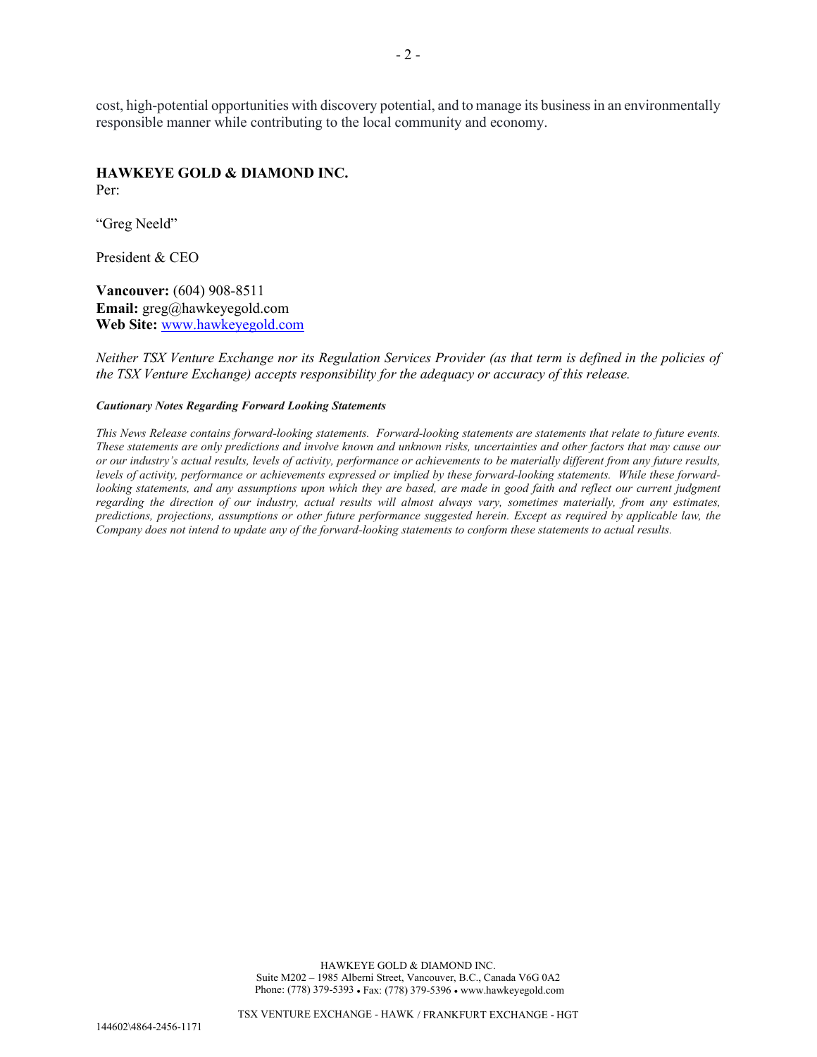cost, high-potential opportunities with discovery potential, and to manage its business in an environmentally responsible manner while contributing to the local community and economy.

**HAWKEYE GOLD & DIAMOND INC.**
Per:

"Greg Neeld"

President & CEO

**Vancouver:** (604) 908-8511
**Email:** greg@hawkeyegold.com
**Web Site:** www.hawkeyegold.com

*Neither TSX Venture Exchange nor its Regulation Services Provider (as that term is defined in the policies of the TSX Venture Exchange) accepts responsibility for the adequacy or accuracy of this release.*

***Cautionary Notes Regarding Forward Looking Statements***

*This News Release contains forward-looking statements. Forward-looking statements are statements that relate to future events. These statements are only predictions and involve known and unknown risks, uncertainties and other factors that may cause our or our industry's actual results, levels of activity, performance or achievements to be materially different from any future results, levels of activity, performance or achievements expressed or implied by these forward-looking statements. While these forward-looking statements, and any assumptions upon which they are based, are made in good faith and reflect our current judgment regarding the direction of our industry, actual results will almost always vary, sometimes materially, from any estimates, predictions, projections, assumptions or other future performance suggested herein. Except as required by applicable law, the Company does not intend to update any of the forward-looking statements to conform these statements to actual results.*